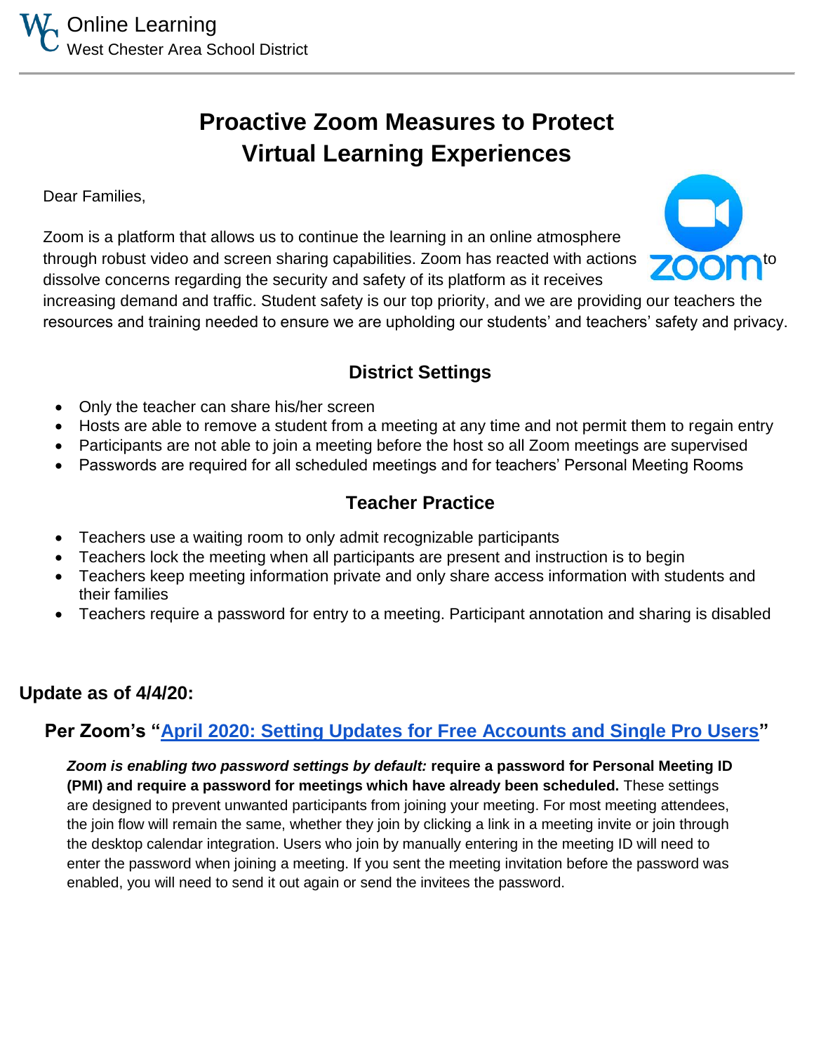Online Learning
West Chester Area School District

# Proactive Zoom Measures to Protect Virtual Learning Experiences

Dear Families,

Zoom is a platform that allows us to continue the learning in an online atmosphere through robust video and screen sharing capabilities. Zoom has reacted with actions to dissolve concerns regarding the security and safety of its platform as it receives increasing demand and traffic. Student safety is our top priority, and we are providing our teachers the resources and training needed to ensure we are upholding our students' and teachers' safety and privacy.

## District Settings

- Only the teacher can share his/her screen
- Hosts are able to remove a student from a meeting at any time and not permit them to regain entry
- Participants are not able to join a meeting before the host so all Zoom meetings are supervised
- Passwords are required for all scheduled meetings and for teachers' Personal Meeting Rooms

## Teacher Practice

- Teachers use a waiting room to only admit recognizable participants
- Teachers lock the meeting when all participants are present and instruction is to begin
- Teachers keep meeting information private and only share access information with students and their families
- Teachers require a password for entry to a meeting. Participant annotation and sharing is disabled

### Update as of 4/4/20:

**Per Zoom's "April 2020: Setting Updates for Free Accounts and Single Pro Users"**

***Zoom is enabling two password settings by default:*** **require a password for Personal Meeting ID (PMI) and require a password for meetings which have already been scheduled.** These settings are designed to prevent unwanted participants from joining your meeting. For most meeting attendees, the join flow will remain the same, whether they join by clicking a link in a meeting invite or join through the desktop calendar integration. Users who join by manually entering in the meeting ID will need to enter the password when joining a meeting. If you sent the meeting invitation before the password was enabled, you will need to send it out again or send the invitees the password.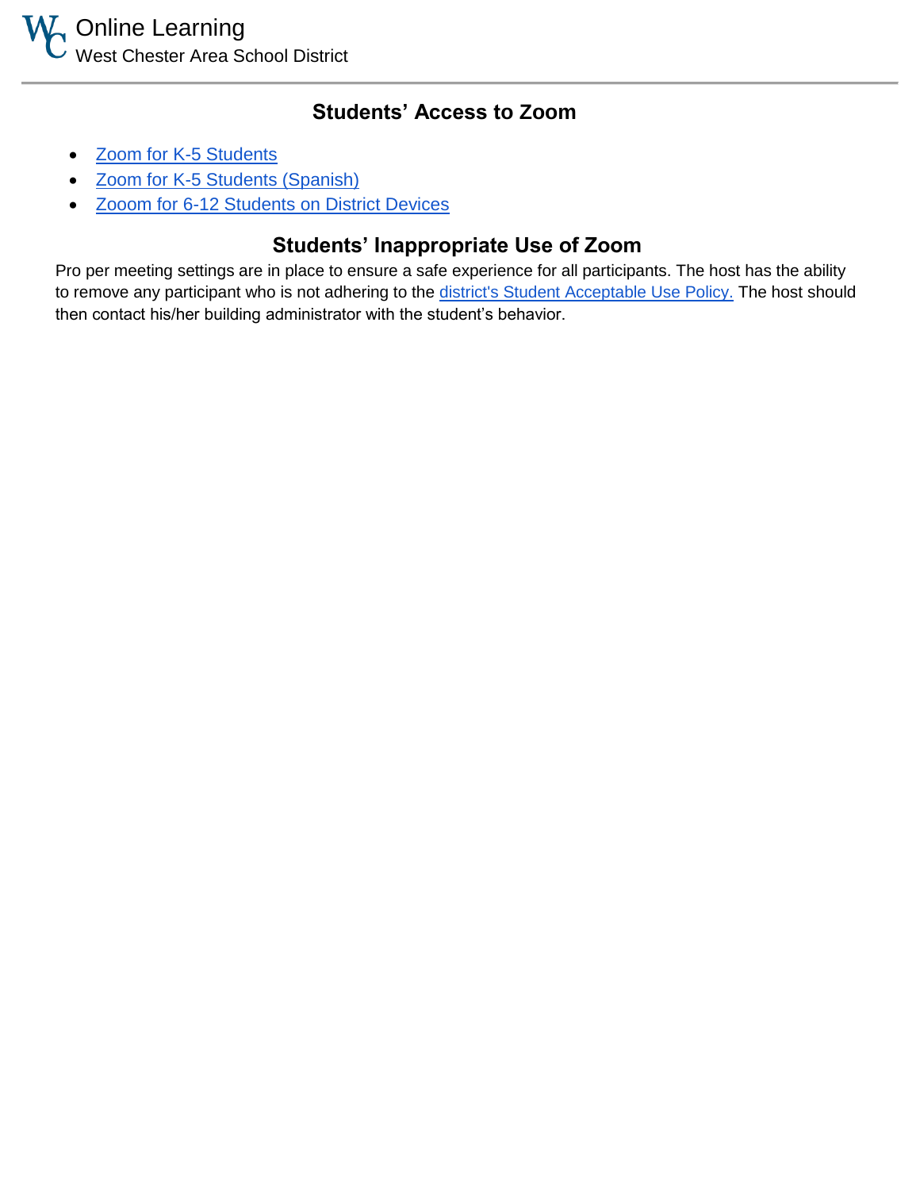## Students' Access to Zoom

- Zoom for K-5 Students
- Zoom for K-5 Students (Spanish)
- Zooom for 6-12 Students on District Devices

## Students' Inappropriate Use of Zoom

Pro per meeting settings are in place to ensure a safe experience for all participants. The host has the ability to remove any participant who is not adhering to the district's Student Acceptable Use Policy. The host should then contact his/her building administrator with the student's behavior.